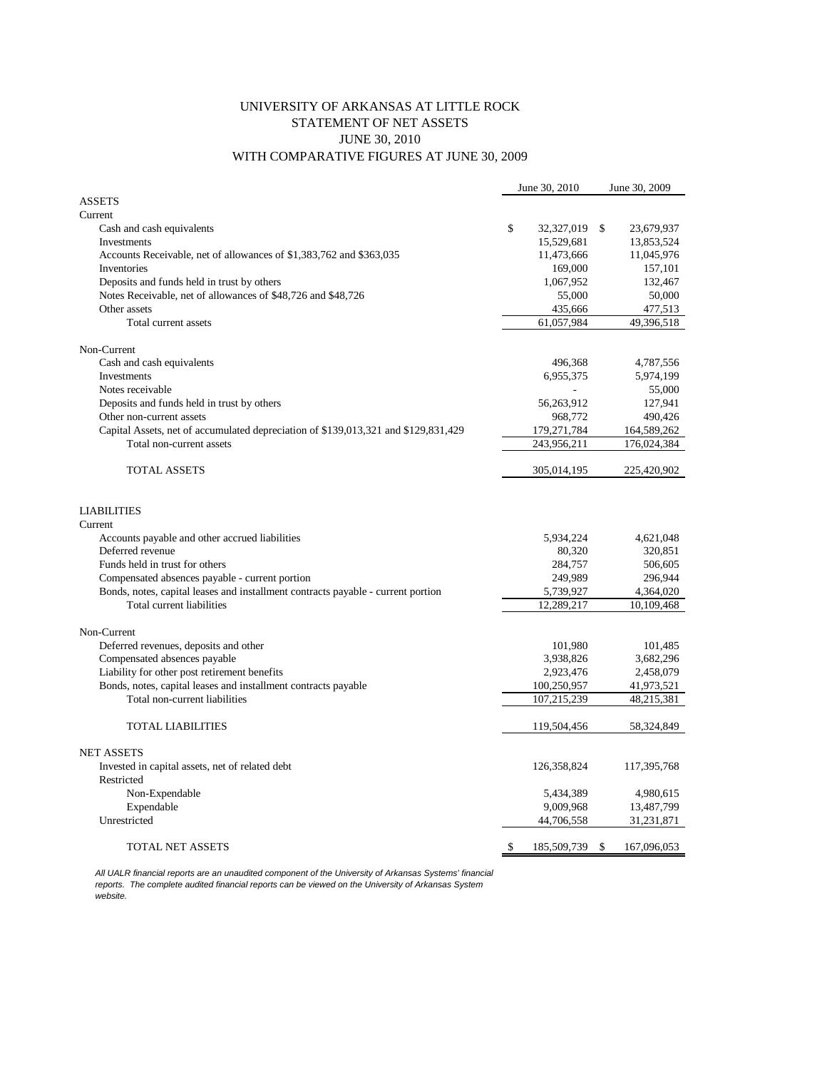# UNIVERSITY OF ARKANSAS AT LITTLE ROCK
## STATEMENT OF NET ASSETS
## JUNE 30, 2010
## WITH COMPARATIVE FIGURES AT JUNE 30, 2009

| | June 30, 2010 | June 30, 2009 |
|---|---|---|
| **ASSETS** | | |
| Current | | |
| Cash and cash equivalents | $ 32,327,019 | $ 23,679,937 |
| Investments | 15,529,681 | 13,853,524 |
| Accounts Receivable, net of allowances of $1,383,762 and $363,035 | 11,473,666 | 11,045,976 |
| Inventories | 169,000 | 157,101 |
| Deposits and funds held in trust by others | 1,067,952 | 132,467 |
| Notes Receivable, net of allowances of $48,726 and $48,726 | 55,000 | 50,000 |
| Other assets | 435,666 | 477,513 |
| Total current assets | 61,057,984 | 49,396,518 |
| Non-Current | | |
| Cash and cash equivalents | 496,368 | 4,787,556 |
| Investments | 6,955,375 | 5,974,199 |
| Notes receivable | - | 55,000 |
| Deposits and funds held in trust by others | 56,263,912 | 127,941 |
| Other non-current assets | 968,772 | 490,426 |
| Capital Assets, net of accumulated depreciation of $139,013,321 and $129,831,429 | 179,271,784 | 164,589,262 |
| Total non-current assets | 243,956,211 | 176,024,384 |
| TOTAL ASSETS | 305,014,195 | 225,420,902 |
| **LIABILITIES** | | |
| Current | | |
| Accounts payable and other accrued liabilities | 5,934,224 | 4,621,048 |
| Deferred revenue | 80,320 | 320,851 |
| Funds held in trust for others | 284,757 | 506,605 |
| Compensated absences payable - current portion | 249,989 | 296,944 |
| Bonds, notes, capital leases and installment contracts payable - current portion | 5,739,927 | 4,364,020 |
| Total current liabilities | 12,289,217 | 10,109,468 |
| Non-Current | | |
| Deferred revenues, deposits and other | 101,980 | 101,485 |
| Compensated absences payable | 3,938,826 | 3,682,296 |
| Liability for other post retirement benefits | 2,923,476 | 2,458,079 |
| Bonds, notes, capital leases and installment contracts payable | 100,250,957 | 41,973,521 |
| Total non-current liabilities | 107,215,239 | 48,215,381 |
| TOTAL LIABILITIES | 119,504,456 | 58,324,849 |
| **NET ASSETS** | | |
| Invested in capital assets, net of related debt | 126,358,824 | 117,395,768 |
| Restricted | | |
| Non-Expendable | 5,434,389 | 4,980,615 |
| Expendable | 9,009,968 | 13,487,799 |
| Unrestricted | 44,706,558 | 31,231,871 |
| TOTAL NET ASSETS | $ 185,509,739 | $ 167,096,053 |

*All UALR financial reports are an unaudited component of the University of Arkansas Systems' financial reports. The complete audited financial reports can be viewed on the University of Arkansas System website.*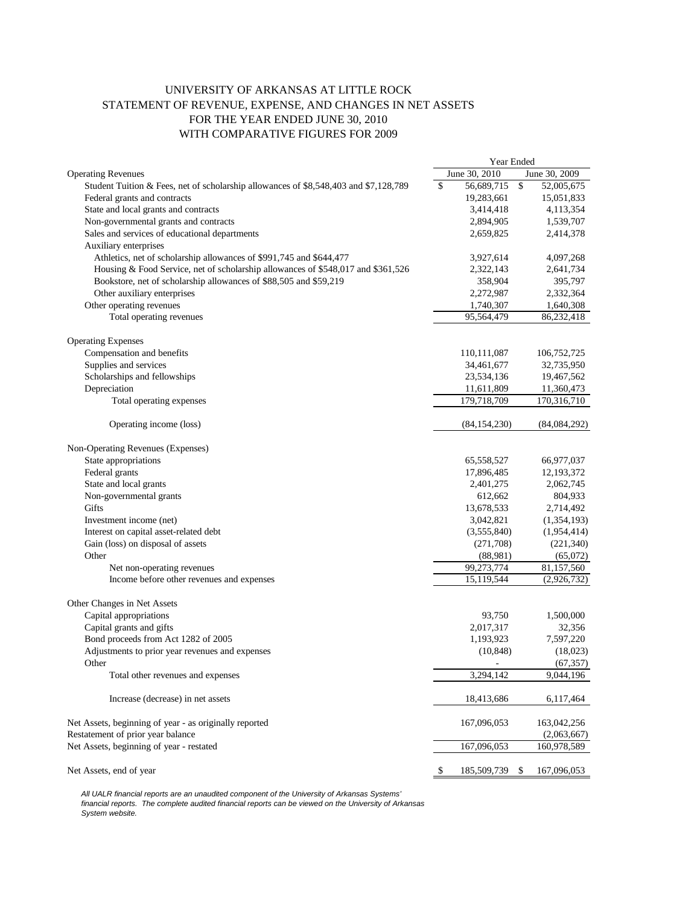# UNIVERSITY OF ARKANSAS AT LITTLE ROCK
## STATEMENT OF REVENUE, EXPENSE, AND CHANGES IN NET ASSETS
## FOR THE YEAR ENDED JUNE 30, 2010
## WITH COMPARATIVE FIGURES FOR 2009

| | Year Ended | |
|---|---|---|
| | June 30, 2010 | June 30, 2009 |
| **Operating Revenues** | | |
| Student Tuition & Fees, net of scholarship allowances of $8,548,403 and $7,128,789 | $ 56,689,715 | $ 52,005,675 |
| Federal grants and contracts | 19,283,661 | 15,051,833 |
| State and local grants and contracts | 3,414,418 | 4,113,354 |
| Non-governmental grants and contracts | 2,894,905 | 1,539,707 |
| Sales and services of educational departments | 2,659,825 | 2,414,378 |
| Auxiliary enterprises | | |
| Athletics, net of scholarship allowances of $991,745 and $644,477 | 3,927,614 | 4,097,268 |
| Housing & Food Service, net of scholarship allowances of $548,017 and $361,526 | 2,322,143 | 2,641,734 |
| Bookstore, net of scholarship allowances of $88,505 and $59,219 | 358,904 | 395,797 |
| Other auxiliary enterprises | 2,272,987 | 2,332,364 |
| Other operating revenues | 1,740,307 | 1,640,308 |
| Total operating revenues | 95,564,479 | 86,232,418 |
| | | |
| **Operating Expenses** | | |
| Compensation and benefits | 110,111,087 | 106,752,725 |
| Supplies and services | 34,461,677 | 32,735,950 |
| Scholarships and fellowships | 23,534,136 | 19,467,562 |
| Depreciation | 11,611,809 | 11,360,473 |
| Total operating expenses | 179,718,709 | 170,316,710 |
| | | |
| Operating income (loss) | (84,154,230) | (84,084,292) |
| | | |
| **Non-Operating Revenues (Expenses)** | | |
| State appropriations | 65,558,527 | 66,977,037 |
| Federal grants | 17,896,485 | 12,193,372 |
| State and local grants | 2,401,275 | 2,062,745 |
| Non-governmental grants | 612,662 | 804,933 |
| Gifts | 13,678,533 | 2,714,492 |
| Investment income (net) | 3,042,821 | (1,354,193) |
| Interest on capital asset-related debt | (3,555,840) | (1,954,414) |
| Gain (loss) on disposal of assets | (271,708) | (221,340) |
| Other | (88,981) | (65,072) |
| Net non-operating revenues | 99,273,774 | 81,157,560 |
| Income before other revenues and expenses | 15,119,544 | (2,926,732) |
| | | |
| **Other Changes in Net Assets** | | |
| Capital appropriations | 93,750 | 1,500,000 |
| Capital grants and gifts | 2,017,317 | 32,356 |
| Bond proceeds from Act 1282 of 2005 | 1,193,923 | 7,597,220 |
| Adjustments to prior year revenues and expenses | (10,848) | (18,023) |
| Other | - | (67,357) |
| Total other revenues and expenses | 3,294,142 | 9,044,196 |
| | | |
| Increase (decrease) in net assets | 18,413,686 | 6,117,464 |
| | | |
| Net Assets, beginning of year - as originally reported | 167,096,053 | 163,042,256 |
| Restatement of prior year balance | | (2,063,667) |
| Net Assets, beginning of year - restated | 167,096,053 | 160,978,589 |
| | | |
| Net Assets, end of year | $ 185,509,739 | $ 167,096,053 |

*All UALR financial reports are an unaudited component of the University of Arkansas Systems' financial reports. The complete audited financial reports can be viewed on the University of Arkansas System website.*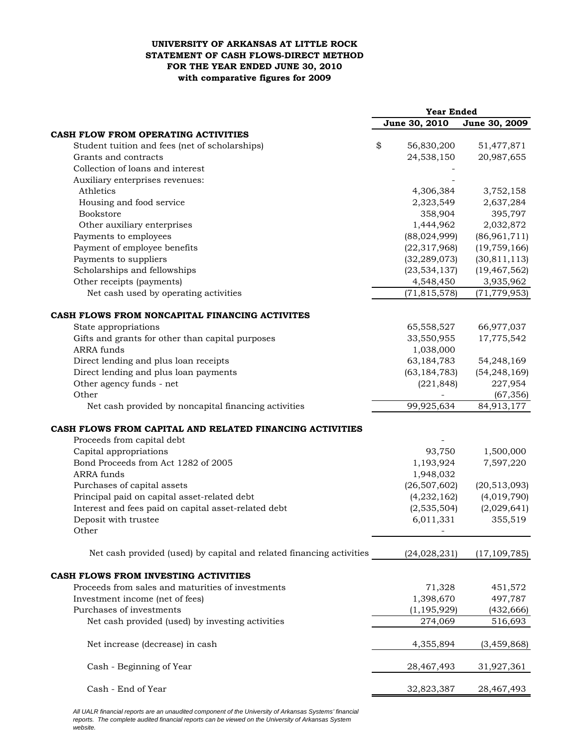**UNIVERSITY OF ARKANSAS AT LITTLE ROCK**
**STATEMENT OF CASH FLOWS-DIRECT METHOD**
**FOR THE YEAR ENDED JUNE 30, 2010**
**with comparative figures for 2009**

| | Year Ended | |
|---|---|---|
| | **June 30, 2010** | **June 30, 2009** |
| **CASH FLOW FROM OPERATING ACTIVITIES** | | |
| Student tuition and fees (net of scholarships) | $ 56,830,200 | 51,477,871 |
| Grants and contracts | 24,538,150 | 20,987,655 |
| Collection of loans and interest | - | |
| Auxiliary enterprises revenues: | - | |
| Athletics | 4,306,384 | 3,752,158 |
| Housing and food service | 2,323,549 | 2,637,284 |
| Bookstore | 358,904 | 395,797 |
| Other auxiliary enterprises | 1,444,962 | 2,032,872 |
| Payments to employees | (88,024,999) | (86,961,711) |
| Payment of employee benefits | (22,317,968) | (19,759,166) |
| Payments to suppliers | (32,289,073) | (30,811,113) |
| Scholarships and fellowships | (23,534,137) | (19,467,562) |
| Other receipts (payments) | 4,548,450 | 3,935,962 |
| Net cash used by operating activities | (71,815,578) | (71,779,953) |
| **CASH FLOWS FROM NONCAPITAL FINANCING ACTIVITES** | | |
| State appropriations | 65,558,527 | 66,977,037 |
| Gifts and grants for other than capital purposes | 33,550,955 | 17,775,542 |
| ARRA funds | 1,038,000 | |
| Direct lending and plus loan receipts | 63,184,783 | 54,248,169 |
| Direct lending and plus loan payments | (63,184,783) | (54,248,169) |
| Other agency funds - net | (221,848) | 227,954 |
| Other | - | (67,356) |
| Net cash provided by noncapital financing activities | 99,925,634 | 84,913,177 |
| **CASH FLOWS FROM CAPITAL AND RELATED FINANCING ACTIVITIES** | | |
| Proceeds from capital debt | - | |
| Capital appropriations | 93,750 | 1,500,000 |
| Bond Proceeds from Act 1282 of 2005 | 1,193,924 | 7,597,220 |
| ARRA funds | 1,948,032 | |
| Purchases of capital assets | (26,507,602) | (20,513,093) |
| Principal paid on capital asset-related debt | (4,232,162) | (4,019,790) |
| Interest and fees paid on capital asset-related debt | (2,535,504) | (2,029,641) |
| Deposit with trustee | 6,011,331 | 355,519 |
| Other | - | |
| Net cash provided (used) by capital and related financing activities | (24,028,231) | (17,109,785) |
| **CASH FLOWS FROM INVESTING ACTIVITIES** | | |
| Proceeds from sales and maturities of investments | 71,328 | 451,572 |
| Investment income (net of fees) | 1,398,670 | 497,787 |
| Purchases of investments | (1,195,929) | (432,666) |
| Net cash provided (used) by investing activities | 274,069 | 516,693 |
| Net increase (decrease) in cash | 4,355,894 | (3,459,868) |
| Cash - Beginning of Year | 28,467,493 | 31,927,361 |
| Cash - End of Year | 32,823,387 | 28,467,493 |

*All UALR financial reports are an unaudited component of the University of Arkansas Systems' financial reports. The complete audited financial reports can be viewed on the University of Arkansas System website.*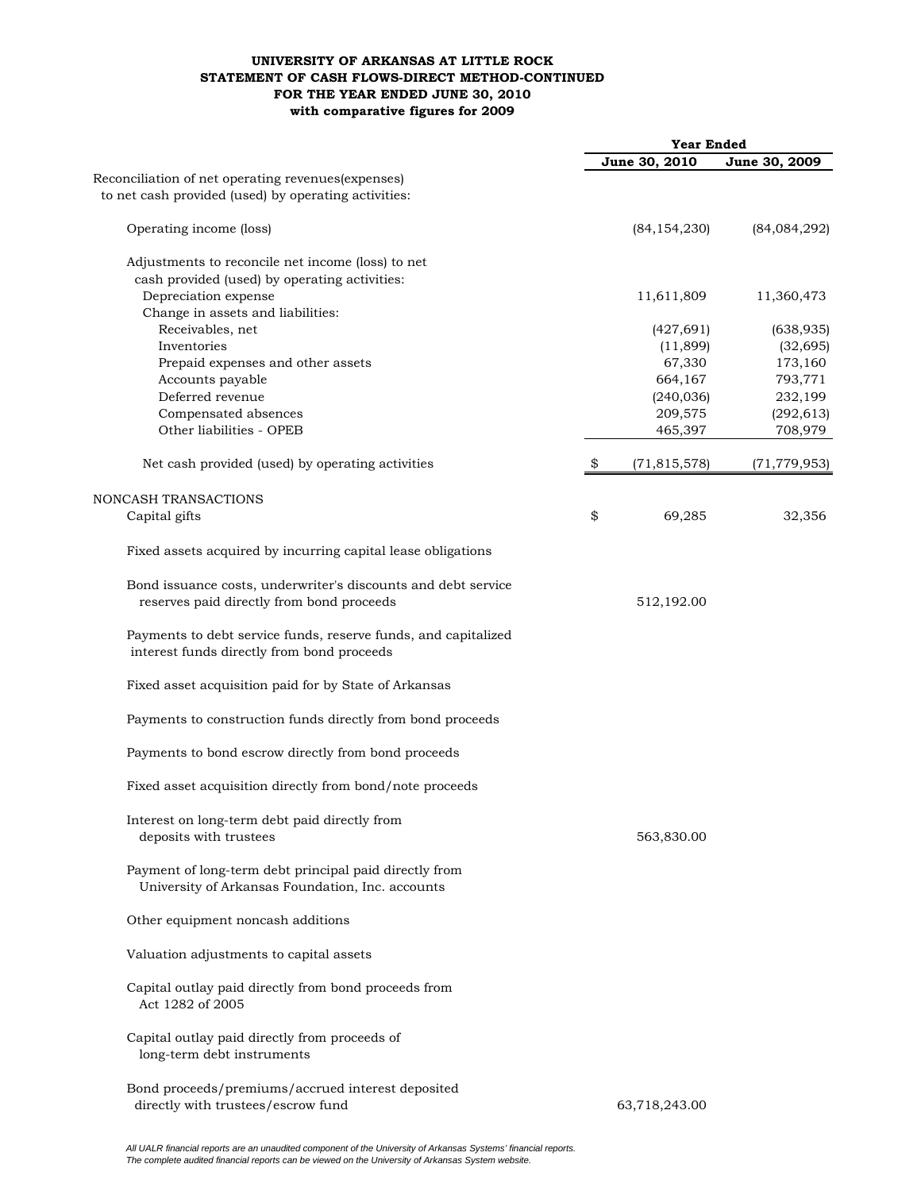**UNIVERSITY OF ARKANSAS AT LITTLE ROCK**
**STATEMENT OF CASH FLOWS-DIRECT METHOD-CONTINUED**
**FOR THE YEAR ENDED JUNE 30, 2010**
**with comparative figures for 2009**

| | Year Ended | |
|---|---|---|
| | **June 30, 2010** | **June 30, 2009** |
| Reconciliation of net operating revenues(expenses) to net cash provided (used) by operating activities: | | |
| Operating income (loss) | (84,154,230) | (84,084,292) |
| Adjustments to reconcile net income (loss) to net cash provided (used) by operating activities: | | |
| Depreciation expense | 11,611,809 | 11,360,473 |
| Change in assets and liabilities: | | |
| Receivables, net | (427,691) | (638,935) |
| Inventories | (11,899) | (32,695) |
| Prepaid expenses and other assets | 67,330 | 173,160 |
| Accounts payable | 664,167 | 793,771 |
| Deferred revenue | (240,036) | 232,199 |
| Compensated absences | 209,575 | (292,613) |
| Other liabilities - OPEB | 465,397 | 708,979 |
| Net cash provided (used) by operating activities | $ (71,815,578) | (71,779,953) |
| NONCASH TRANSACTIONS | | |
| Capital gifts | $ 69,285 | 32,356 |
| Fixed assets acquired by incurring capital lease obligations | | |
| Bond issuance costs, underwriter's discounts and debt service reserves paid directly from bond proceeds | 512,192.00 | |
| Payments to debt service funds, reserve funds, and capitalized interest funds directly from bond proceeds | | |
| Fixed asset acquisition paid for by State of Arkansas | | |
| Payments to construction funds directly from bond proceeds | | |
| Payments to bond escrow directly from bond proceeds | | |
| Fixed asset acquisition directly from bond/note proceeds | | |
| Interest on long-term debt paid directly from deposits with trustees | 563,830.00 | |
| Payment of long-term debt principal paid directly from University of Arkansas Foundation, Inc. accounts | | |
| Other equipment noncash additions | | |
| Valuation adjustments to capital assets | | |
| Capital outlay paid directly from bond proceeds from Act 1282 of 2005 | | |
| Capital outlay paid directly from proceeds of long-term debt instruments | | |
| Bond proceeds/premiums/accrued interest deposited directly with trustees/escrow fund | 63,718,243.00 | |

*All UALR financial reports are an unaudited component of the University of Arkansas Systems' financial reports. The complete audited financial reports can be viewed on the University of Arkansas System website.*